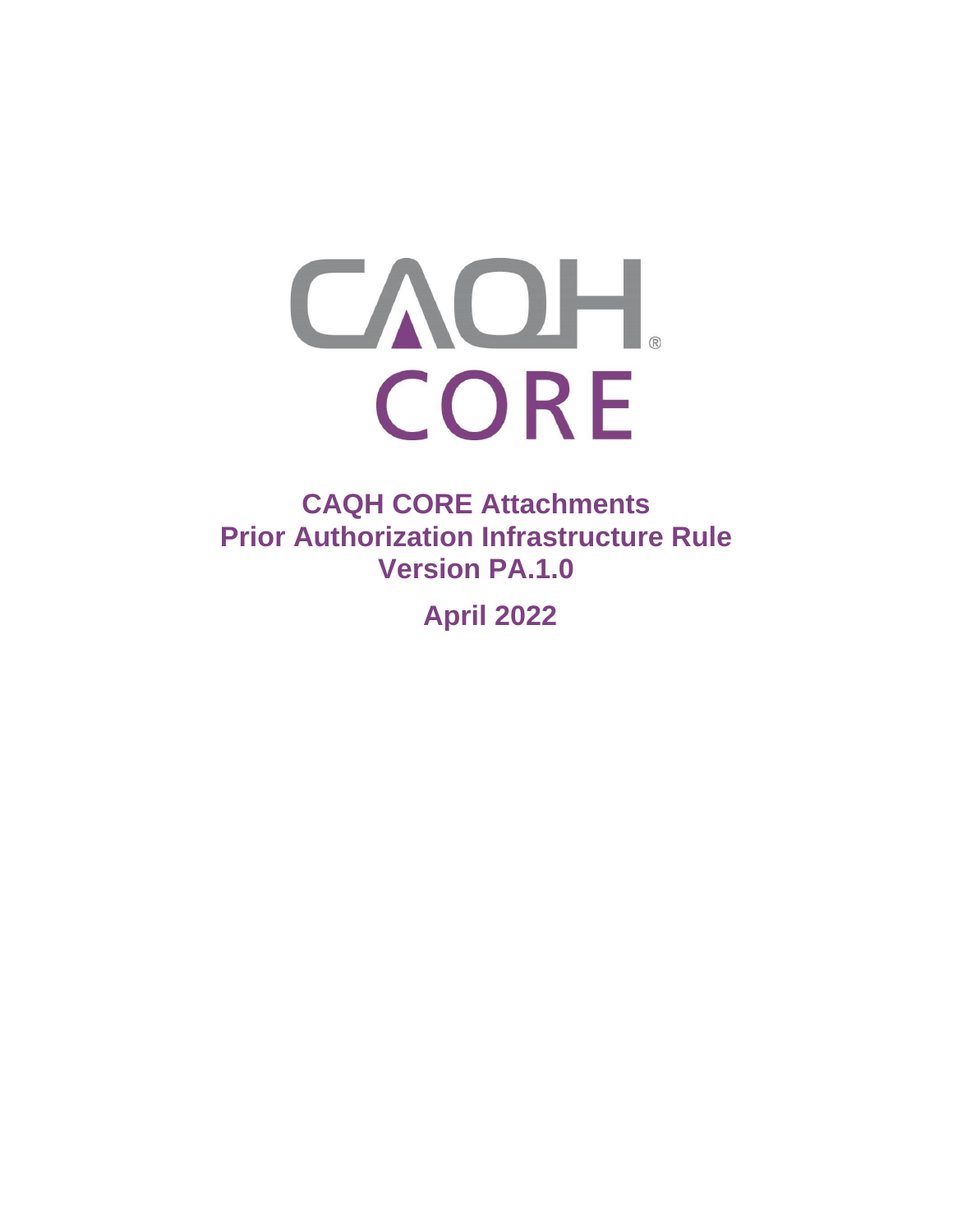# CAQH CORE Attachments Prior Authorization Infrastructure Rule Version PA.1.0

**April 2022**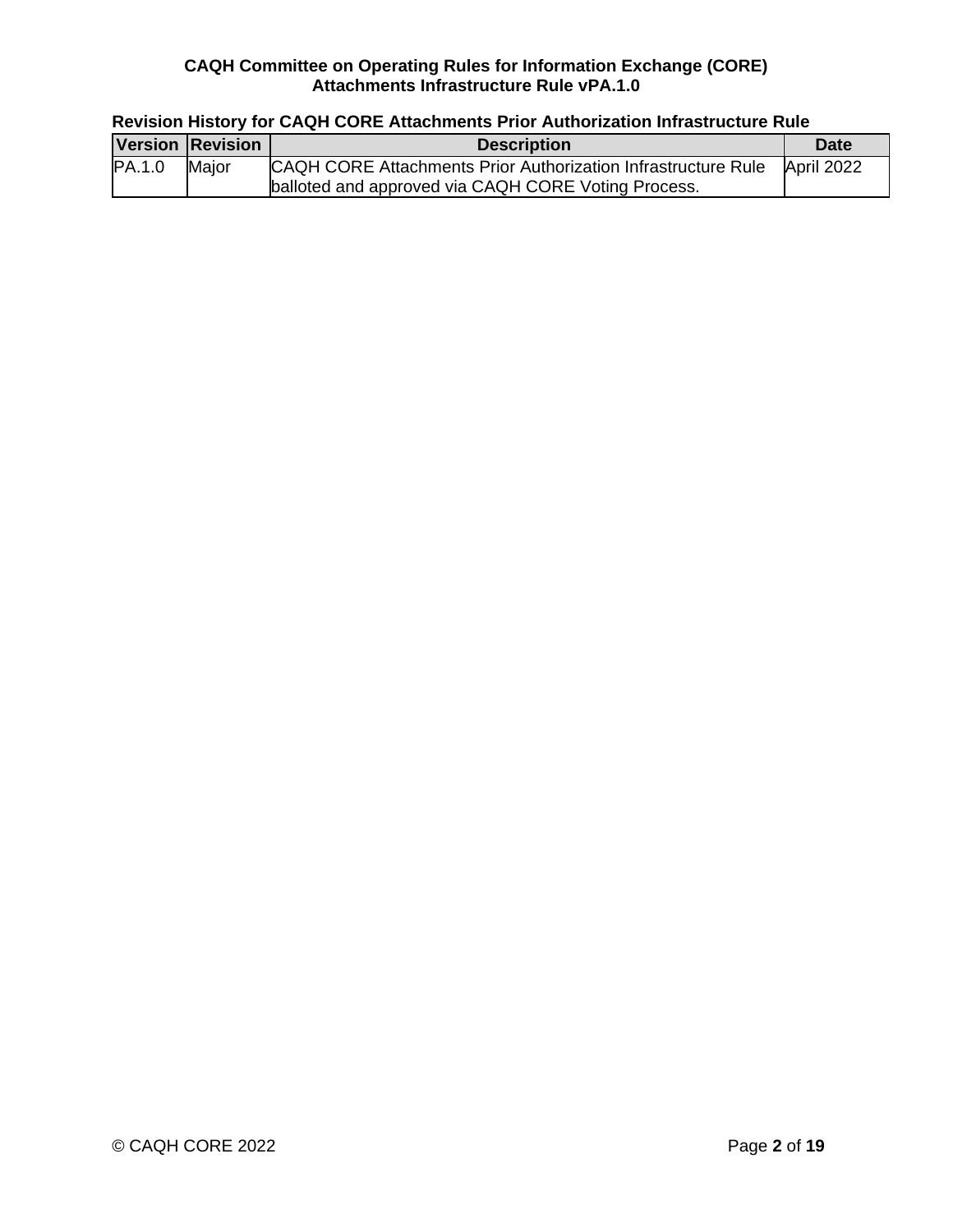**Revision History for CAQH CORE Attachments Prior Authorization Infrastructure Rule**

| Version | Revision | Description | Date |
|---|---|---|---|
| PA.1.0 | Major | CAQH CORE Attachments Prior Authorization Infrastructure Rule balloted and approved via CAQH CORE Voting Process. | April 2022 |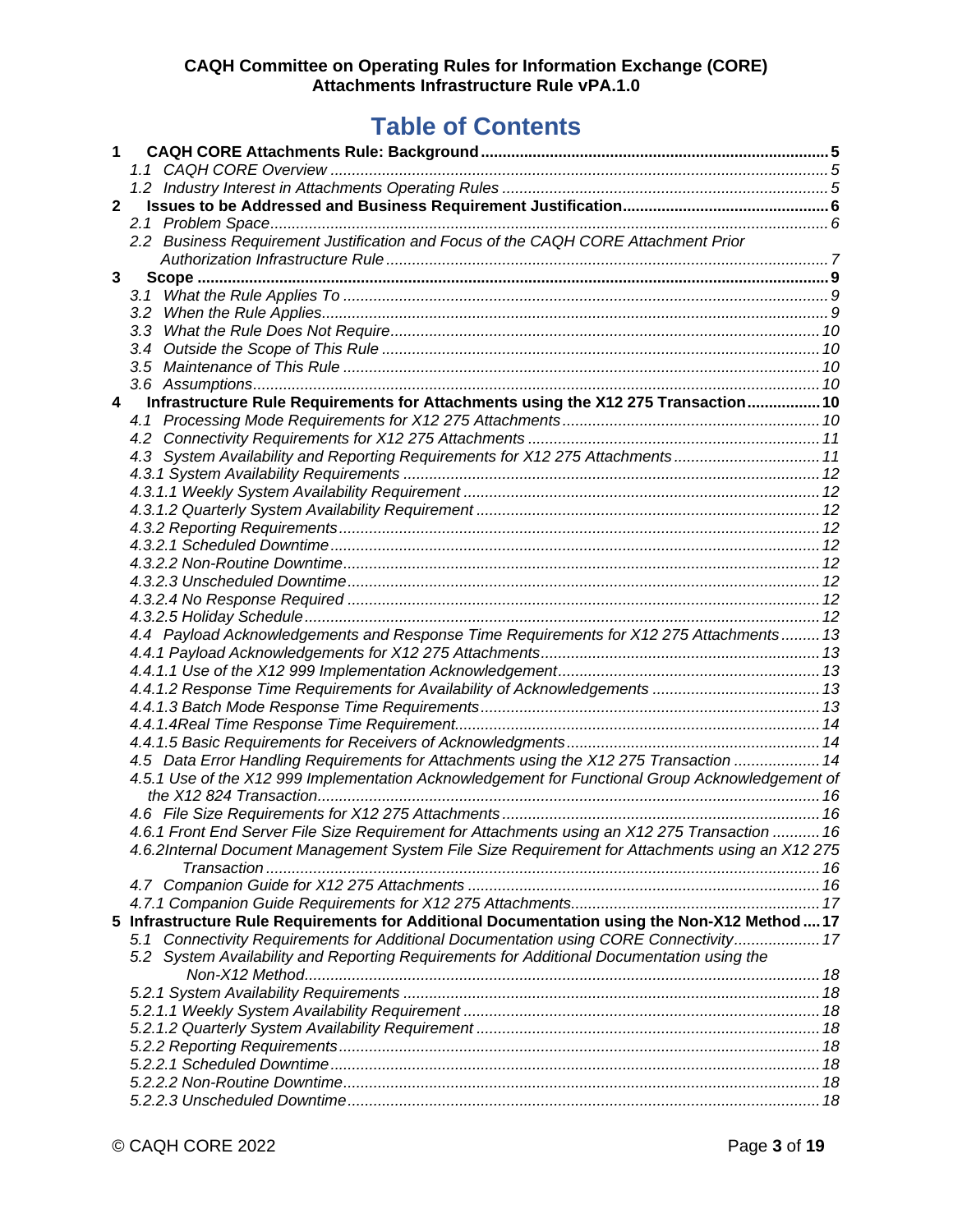**CAQH Committee on Operating Rules for Information Exchange (CORE)**
**Attachments Infrastructure Rule vPA.1.0**

# Table of Contents

**1 CAQH CORE Attachments Rule: Background** .......... 5
- *1.1 CAQH CORE Overview* .......... 5
- *1.2 Industry Interest in Attachments Operating Rules* .......... 5

**2 Issues to be Addressed and Business Requirement Justification** .......... 6
- *2.1 Problem Space* .......... 6
- *2.2 Business Requirement Justification and Focus of the CAQH CORE Attachment Prior Authorization Infrastructure Rule* .......... 7

**3 Scope** .......... 9
- *3.1 What the Rule Applies To* .......... 9
- *3.2 When the Rule Applies* .......... 9
- *3.3 What the Rule Does Not Require* .......... 10
- *3.4 Outside the Scope of This Rule* .......... 10
- *3.5 Maintenance of This Rule* .......... 10
- *3.6 Assumptions* .......... 10

**4 Infrastructure Rule Requirements for Attachments using the X12 275 Transaction** .......... 10
- *4.1 Processing Mode Requirements for X12 275 Attachments* .......... 10
- *4.2 Connectivity Requirements for X12 275 Attachments* .......... 11
- *4.3 System Availability and Reporting Requirements for X12 275 Attachments* .......... 11
- *4.3.1 System Availability Requirements* .......... 12
- *4.3.1.1 Weekly System Availability Requirement* .......... 12
- *4.3.1.2 Quarterly System Availability Requirement* .......... 12
- *4.3.2 Reporting Requirements* .......... 12
- *4.3.2.1 Scheduled Downtime* .......... 12
- *4.3.2.2 Non-Routine Downtime* .......... 12
- *4.3.2.3 Unscheduled Downtime* .......... 12
- *4.3.2.4 No Response Required* .......... 12
- *4.3.2.5 Holiday Schedule* .......... 12
- *4.4 Payload Acknowledgements and Response Time Requirements for X12 275 Attachments* .......... 13
- *4.4.1 Payload Acknowledgements for X12 275 Attachments* .......... 13
- *4.4.1.1 Use of the X12 999 Implementation Acknowledgement* .......... 13
- *4.4.1.2 Response Time Requirements for Availability of Acknowledgements* .......... 13
- *4.4.1.3 Batch Mode Response Time Requirements* .......... 13
- *4.4.1.4Real Time Response Time Requirement* .......... 14
- *4.4.1.5 Basic Requirements for Receivers of Acknowledgments* .......... 14
- *4.5 Data Error Handling Requirements for Attachments using the X12 275 Transaction* .......... 14
- *4.5.1 Use of the X12 999 Implementation Acknowledgement for Functional Group Acknowledgement of the X12 824 Transaction* .......... 16
- *4.6 File Size Requirements for X12 275 Attachments* .......... 16
- *4.6.1 Front End Server File Size Requirement for Attachments using an X12 275 Transaction* .......... 16
- *4.6.2Internal Document Management System File Size Requirement for Attachments using an X12 275 Transaction* .......... 16
- *4.7 Companion Guide for X12 275 Attachments* .......... 16
- *4.7.1 Companion Guide Requirements for X12 275 Attachments* .......... 17

**5 Infrastructure Rule Requirements for Additional Documentation using the Non-X12 Method** .......... 17
- *5.1 Connectivity Requirements for Additional Documentation using CORE Connectivity* .......... 17
- *5.2 System Availability and Reporting Requirements for Additional Documentation using the Non-X12 Method* .......... 18
- *5.2.1 System Availability Requirements* .......... 18
- *5.2.1.1 Weekly System Availability Requirement* .......... 18
- *5.2.1.2 Quarterly System Availability Requirement* .......... 18
- *5.2.2 Reporting Requirements* .......... 18
- *5.2.2.1 Scheduled Downtime* .......... 18
- *5.2.2.2 Non-Routine Downtime* .......... 18
- *5.2.2.3 Unscheduled Downtime* .......... 18

© CAQH CORE 2022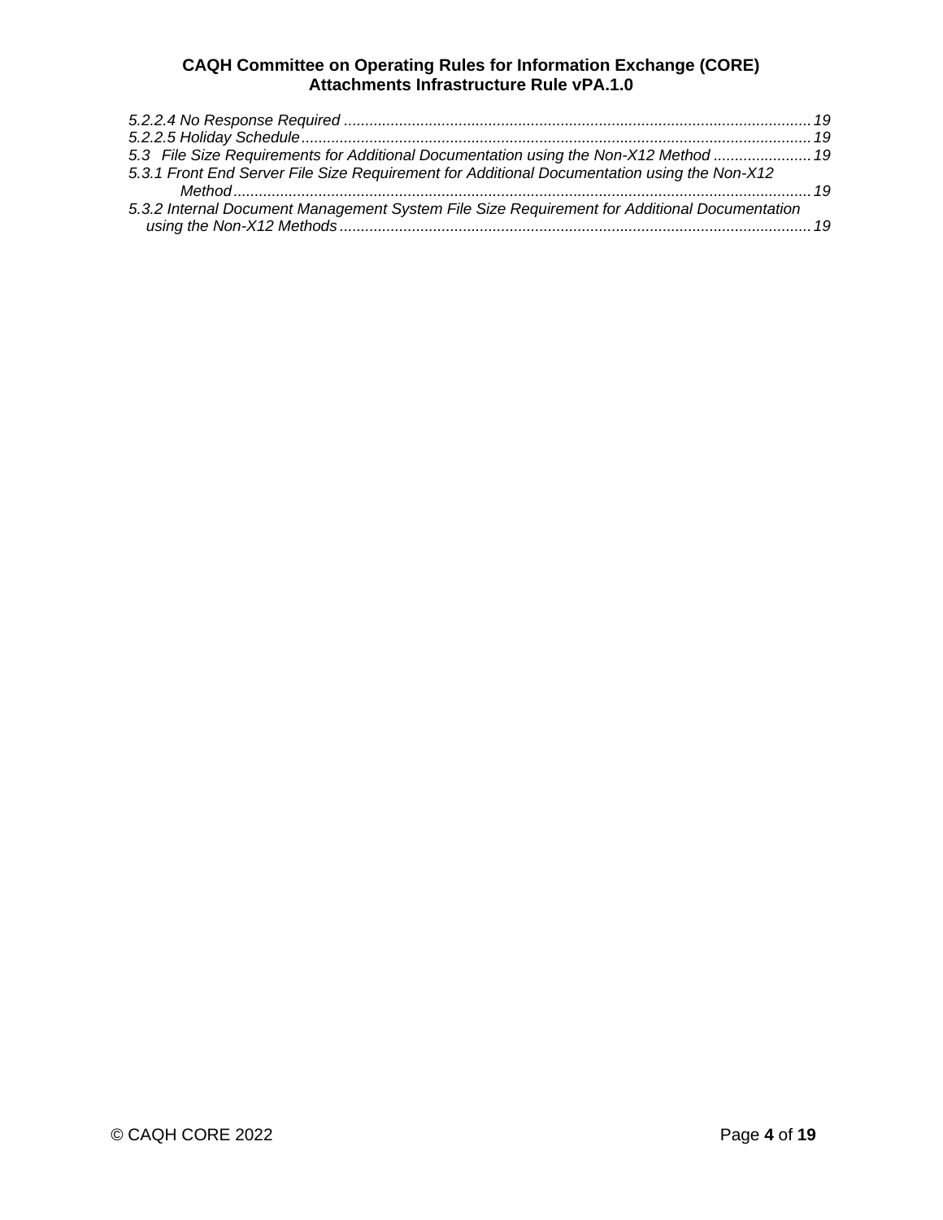*5.2.2.4 No Response Required ........................................................................................................... 19*
*5.2.2.5 Holiday Schedule...................................................................................................................... 19*
*5.3 File Size Requirements for Additional Documentation using the Non-X12 Method ....................... 19*
*5.3.1 Front End Server File Size Requirement for Additional Documentation using the Non-X12 Method...................................................................................................................................... 19*
*5.3.2 Internal Document Management System File Size Requirement for Additional Documentation using the Non-X12 Methods............................................................................................................ 19*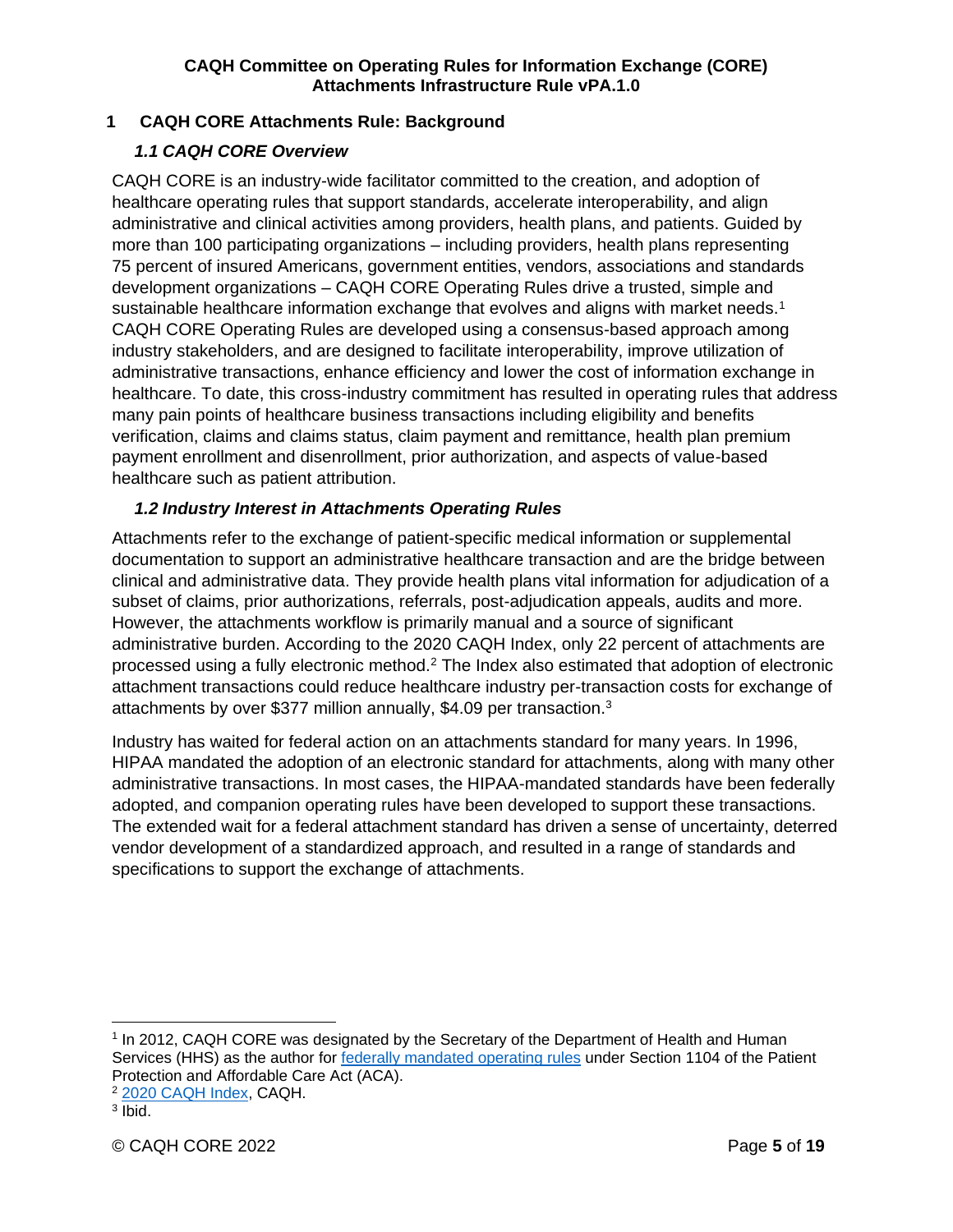# 1 CAQH CORE Attachments Rule: Background

## *1.1 CAQH CORE Overview*

CAQH CORE is an industry-wide facilitator committed to the creation, and adoption of healthcare operating rules that support standards, accelerate interoperability, and align administrative and clinical activities among providers, health plans, and patients. Guided by more than 100 participating organizations – including providers, health plans representing 75 percent of insured Americans, government entities, vendors, associations and standards development organizations – CAQH CORE Operating Rules drive a trusted, simple and sustainable healthcare information exchange that evolves and aligns with market needs.[1] CAQH CORE Operating Rules are developed using a consensus-based approach among industry stakeholders, and are designed to facilitate interoperability, improve utilization of administrative transactions, enhance efficiency and lower the cost of information exchange in healthcare. To date, this cross-industry commitment has resulted in operating rules that address many pain points of healthcare business transactions including eligibility and benefits verification, claims and claims status, claim payment and remittance, health plan premium payment enrollment and disenrollment, prior authorization, and aspects of value-based healthcare such as patient attribution.

## *1.2 Industry Interest in Attachments Operating Rules*

Attachments refer to the exchange of patient-specific medical information or supplemental documentation to support an administrative healthcare transaction and are the bridge between clinical and administrative data. They provide health plans vital information for adjudication of a subset of claims, prior authorizations, referrals, post-adjudication appeals, audits and more. However, the attachments workflow is primarily manual and a source of significant administrative burden. According to the 2020 CAQH Index, only 22 percent of attachments are processed using a fully electronic method.[2] The Index also estimated that adoption of electronic attachment transactions could reduce healthcare industry per-transaction costs for exchange of attachments by over $377 million annually, $4.09 per transaction.[3]

Industry has waited for federal action on an attachments standard for many years. In 1996, HIPAA mandated the adoption of an electronic standard for attachments, along with many other administrative transactions. In most cases, the HIPAA-mandated standards have been federally adopted, and companion operating rules have been developed to support these transactions. The extended wait for a federal attachment standard has driven a sense of uncertainty, deterred vendor development of a standardized approach, and resulted in a range of standards and specifications to support the exchange of attachments.

---

[1] In 2012, CAQH CORE was designated by the Secretary of the Department of Health and Human Services (HHS) as the author for federally mandated operating rules under Section 1104 of the Patient Protection and Affordable Care Act (ACA).

[2] 2020 CAQH Index, CAQH.

[3] Ibid.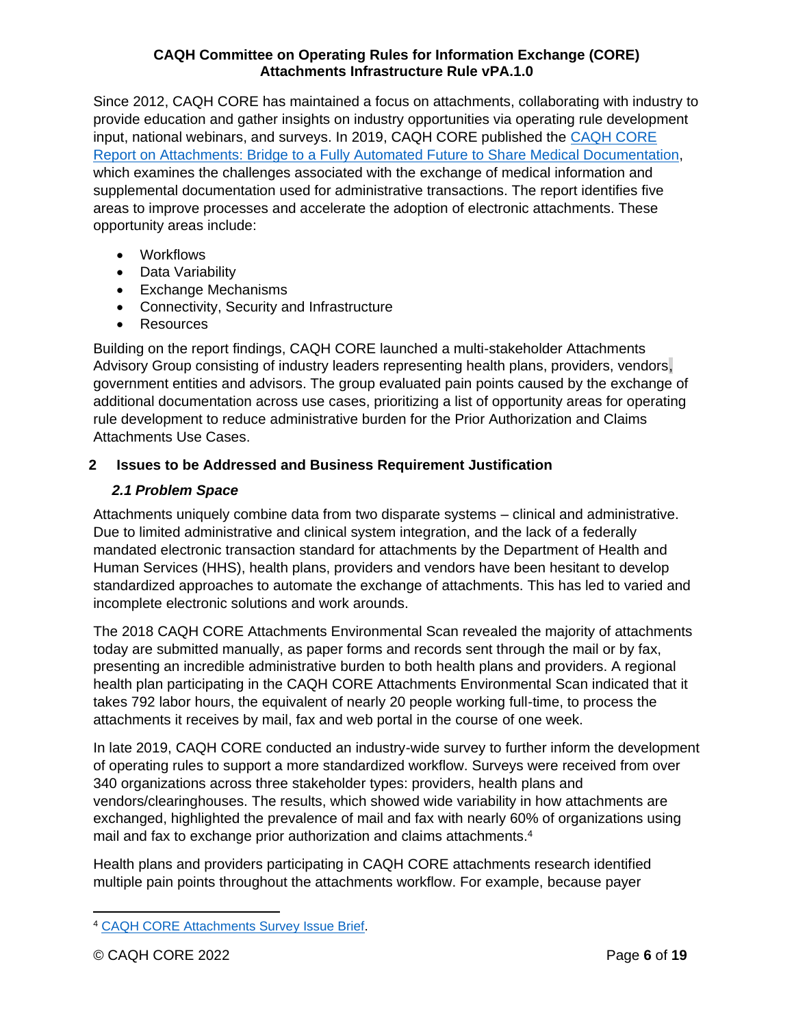Since 2012, CAQH CORE has maintained a focus on attachments, collaborating with industry to provide education and gather insights on industry opportunities via operating rule development input, national webinars, and surveys. In 2019, CAQH CORE published the CAQH CORE Report on Attachments: Bridge to a Fully Automated Future to Share Medical Documentation, which examines the challenges associated with the exchange of medical information and supplemental documentation used for administrative transactions. The report identifies five areas to improve processes and accelerate the adoption of electronic attachments. These opportunity areas include:

- Workflows
- Data Variability
- Exchange Mechanisms
- Connectivity, Security and Infrastructure
- Resources

Building on the report findings, CAQH CORE launched a multi-stakeholder Attachments Advisory Group consisting of industry leaders representing health plans, providers, vendors, government entities and advisors. The group evaluated pain points caused by the exchange of additional documentation across use cases, prioritizing a list of opportunity areas for operating rule development to reduce administrative burden for the Prior Authorization and Claims Attachments Use Cases.

## 2 Issues to be Addressed and Business Requirement Justification

### *2.1 Problem Space*

Attachments uniquely combine data from two disparate systems – clinical and administrative. Due to limited administrative and clinical system integration, and the lack of a federally mandated electronic transaction standard for attachments by the Department of Health and Human Services (HHS), health plans, providers and vendors have been hesitant to develop standardized approaches to automate the exchange of attachments. This has led to varied and incomplete electronic solutions and work arounds.

The 2018 CAQH CORE Attachments Environmental Scan revealed the majority of attachments today are submitted manually, as paper forms and records sent through the mail or by fax, presenting an incredible administrative burden to both health plans and providers. A regional health plan participating in the CAQH CORE Attachments Environmental Scan indicated that it takes 792 labor hours, the equivalent of nearly 20 people working full-time, to process the attachments it receives by mail, fax and web portal in the course of one week.

In late 2019, CAQH CORE conducted an industry-wide survey to further inform the development of operating rules to support a more standardized workflow. Surveys were received from over 340 organizations across three stakeholder types: providers, health plans and vendors/clearinghouses. The results, which showed wide variability in how attachments are exchanged, highlighted the prevalence of mail and fax with nearly 60% of organizations using mail and fax to exchange prior authorization and claims attachments.[4]

Health plans and providers participating in CAQH CORE attachments research identified multiple pain points throughout the attachments workflow. For example, because payer

[4] CAQH CORE Attachments Survey Issue Brief.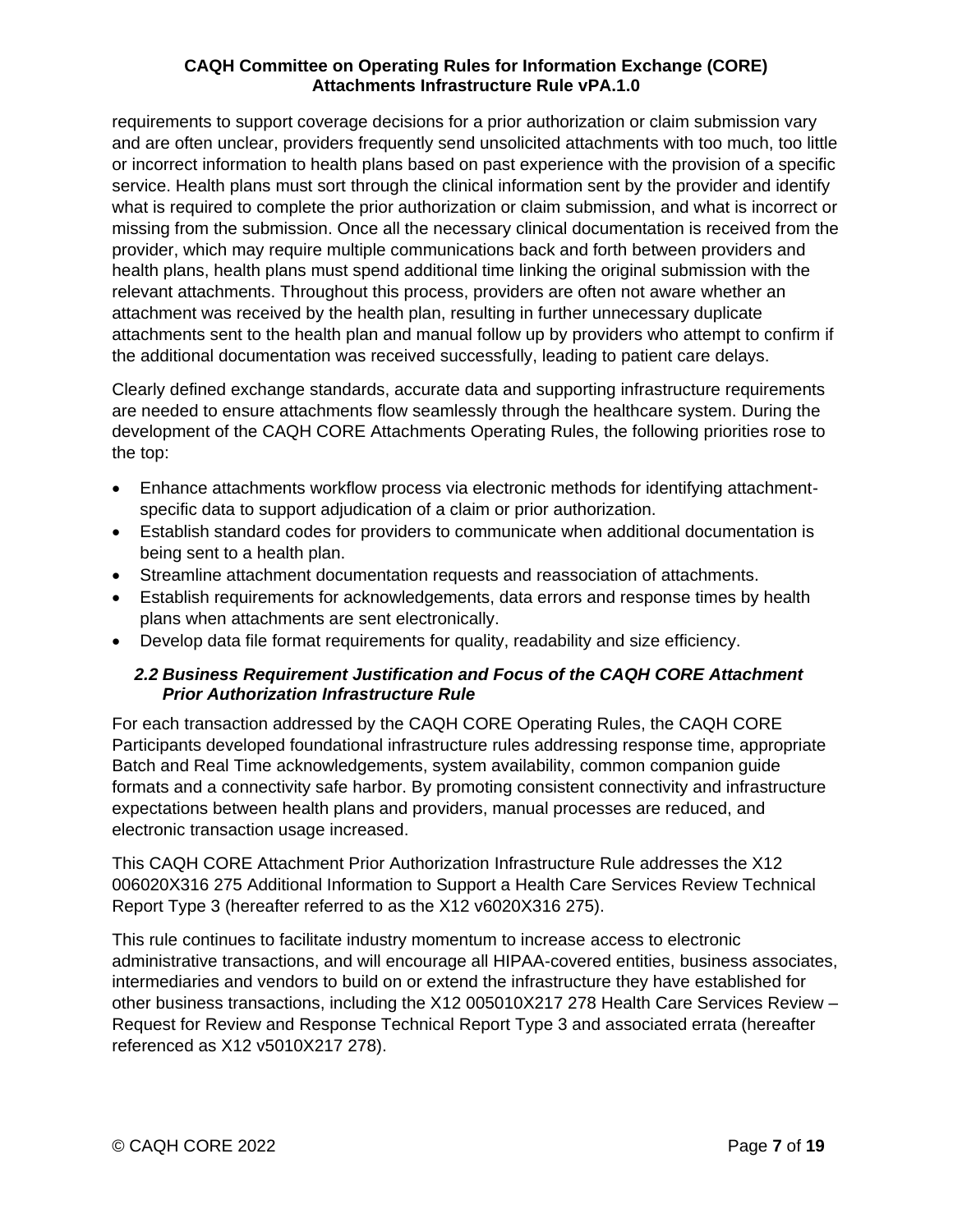requirements to support coverage decisions for a prior authorization or claim submission vary and are often unclear, providers frequently send unsolicited attachments with too much, too little or incorrect information to health plans based on past experience with the provision of a specific service. Health plans must sort through the clinical information sent by the provider and identify what is required to complete the prior authorization or claim submission, and what is incorrect or missing from the submission. Once all the necessary clinical documentation is received from the provider, which may require multiple communications back and forth between providers and health plans, health plans must spend additional time linking the original submission with the relevant attachments. Throughout this process, providers are often not aware whether an attachment was received by the health plan, resulting in further unnecessary duplicate attachments sent to the health plan and manual follow up by providers who attempt to confirm if the additional documentation was received successfully, leading to patient care delays.

Clearly defined exchange standards, accurate data and supporting infrastructure requirements are needed to ensure attachments flow seamlessly through the healthcare system. During the development of the CAQH CORE Attachments Operating Rules, the following priorities rose to the top:

- Enhance attachments workflow process via electronic methods for identifying attachment-specific data to support adjudication of a claim or prior authorization.
- Establish standard codes for providers to communicate when additional documentation is being sent to a health plan.
- Streamline attachment documentation requests and reassociation of attachments.
- Establish requirements for acknowledgements, data errors and response times by health plans when attachments are sent electronically.
- Develop data file format requirements for quality, readability and size efficiency.

### *2.2 Business Requirement Justification and Focus of the CAQH CORE Attachment Prior Authorization Infrastructure Rule*

For each transaction addressed by the CAQH CORE Operating Rules, the CAQH CORE Participants developed foundational infrastructure rules addressing response time, appropriate Batch and Real Time acknowledgements, system availability, common companion guide formats and a connectivity safe harbor. By promoting consistent connectivity and infrastructure expectations between health plans and providers, manual processes are reduced, and electronic transaction usage increased.

This CAQH CORE Attachment Prior Authorization Infrastructure Rule addresses the X12 006020X316 275 Additional Information to Support a Health Care Services Review Technical Report Type 3 (hereafter referred to as the X12 v6020X316 275).

This rule continues to facilitate industry momentum to increase access to electronic administrative transactions, and will encourage all HIPAA-covered entities, business associates, intermediaries and vendors to build on or extend the infrastructure they have established for other business transactions, including the X12 005010X217 278 Health Care Services Review – Request for Review and Response Technical Report Type 3 and associated errata (hereafter referenced as X12 v5010X217 278).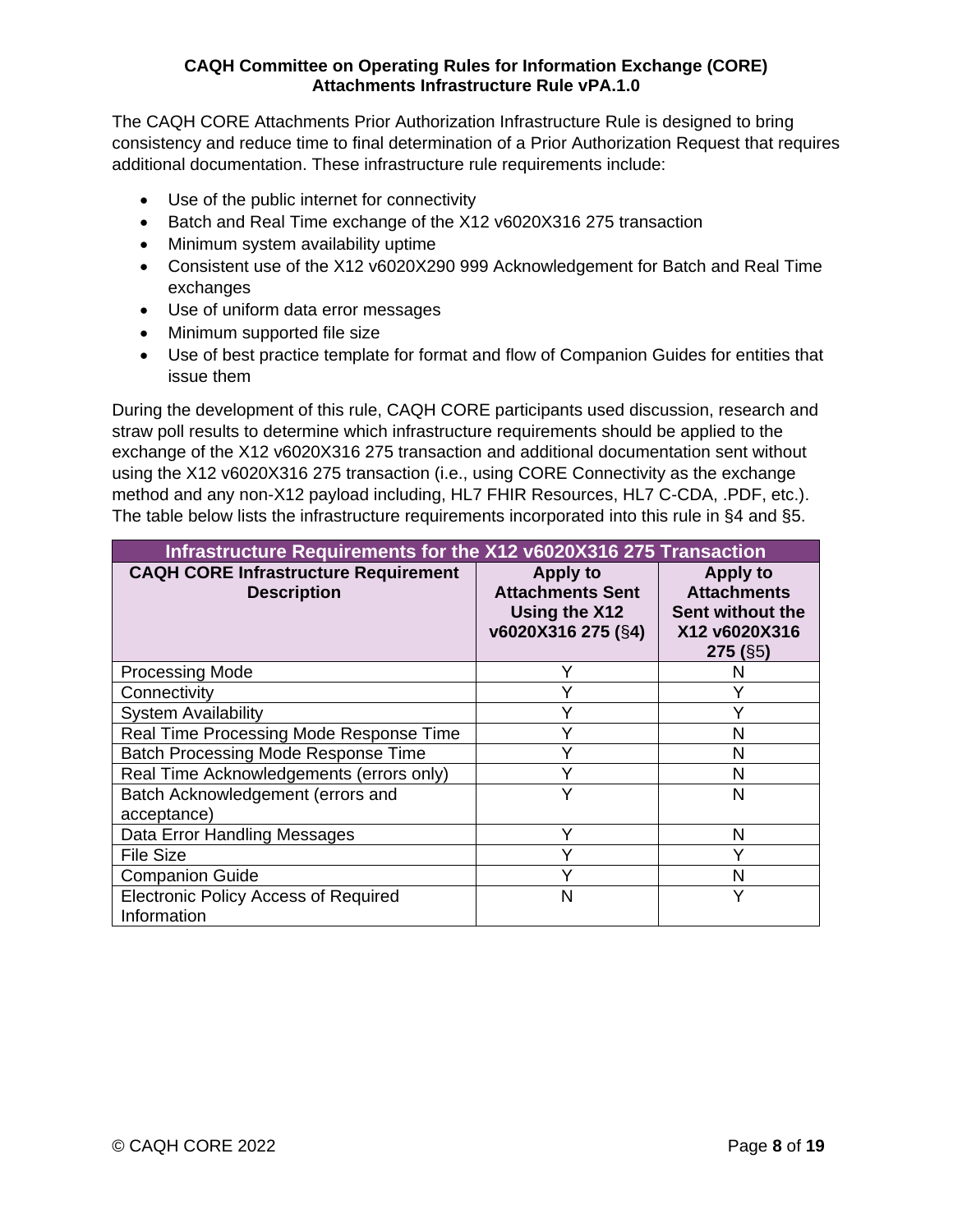The CAQH CORE Attachments Prior Authorization Infrastructure Rule is designed to bring consistency and reduce time to final determination of a Prior Authorization Request that requires additional documentation. These infrastructure rule requirements include:

- Use of the public internet for connectivity
- Batch and Real Time exchange of the X12 v6020X316 275 transaction
- Minimum system availability uptime
- Consistent use of the X12 v6020X290 999 Acknowledgement for Batch and Real Time exchanges
- Use of uniform data error messages
- Minimum supported file size
- Use of best practice template for format and flow of Companion Guides for entities that issue them

During the development of this rule, CAQH CORE participants used discussion, research and straw poll results to determine which infrastructure requirements should be applied to the exchange of the X12 v6020X316 275 transaction and additional documentation sent without using the X12 v6020X316 275 transaction (i.e., using CORE Connectivity as the exchange method and any non-X12 payload including, HL7 FHIR Resources, HL7 C-CDA, .PDF, etc.). The table below lists the infrastructure requirements incorporated into this rule in §4 and §5.

| Infrastructure Requirements for the X12 v6020X316 275 Transaction | | |
|---|---|---|
| **CAQH CORE Infrastructure Requirement Description** | **Apply to Attachments Sent Using the X12 v6020X316 275 (§4)** | **Apply to Attachments Sent without the X12 v6020X316 275 (§5)** |
| Processing Mode | Y | N |
| Connectivity | Y | Y |
| System Availability | Y | Y |
| Real Time Processing Mode Response Time | Y | N |
| Batch Processing Mode Response Time | Y | N |
| Real Time Acknowledgements (errors only) | Y | N |
| Batch Acknowledgement (errors and acceptance) | Y | N |
| Data Error Handling Messages | Y | N |
| File Size | Y | Y |
| Companion Guide | Y | N |
| Electronic Policy Access of Required Information | N | Y |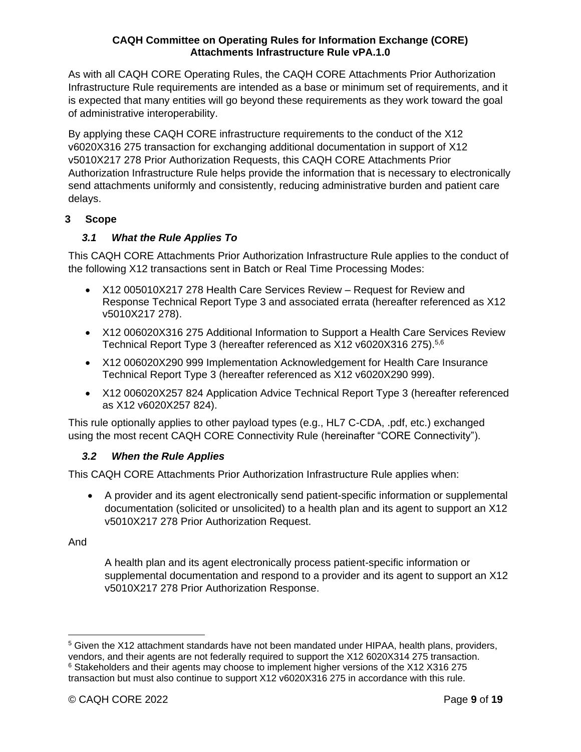As with all CAQH CORE Operating Rules, the CAQH CORE Attachments Prior Authorization Infrastructure Rule requirements are intended as a base or minimum set of requirements, and it is expected that many entities will go beyond these requirements as they work toward the goal of administrative interoperability.

By applying these CAQH CORE infrastructure requirements to the conduct of the X12 v6020X316 275 transaction for exchanging additional documentation in support of X12 v5010X217 278 Prior Authorization Requests, this CAQH CORE Attachments Prior Authorization Infrastructure Rule helps provide the information that is necessary to electronically send attachments uniformly and consistently, reducing administrative burden and patient care delays.

## 3 Scope

### *3.1 What the Rule Applies To*

This CAQH CORE Attachments Prior Authorization Infrastructure Rule applies to the conduct of the following X12 transactions sent in Batch or Real Time Processing Modes:

- X12 005010X217 278 Health Care Services Review – Request for Review and Response Technical Report Type 3 and associated errata (hereafter referenced as X12 v5010X217 278).
- X12 006020X316 275 Additional Information to Support a Health Care Services Review Technical Report Type 3 (hereafter referenced as X12 v6020X316 275).[5,6]
- X12 006020X290 999 Implementation Acknowledgement for Health Care Insurance Technical Report Type 3 (hereafter referenced as X12 v6020X290 999).
- X12 006020X257 824 Application Advice Technical Report Type 3 (hereafter referenced as X12 v6020X257 824).

This rule optionally applies to other payload types (e.g., HL7 C-CDA, .pdf, etc.) exchanged using the most recent CAQH CORE Connectivity Rule (hereinafter "CORE Connectivity").

### *3.2 When the Rule Applies*

This CAQH CORE Attachments Prior Authorization Infrastructure Rule applies when:

- A provider and its agent electronically send patient-specific information or supplemental documentation (solicited or unsolicited) to a health plan and its agent to support an X12 v5010X217 278 Prior Authorization Request.

And

A health plan and its agent electronically process patient-specific information or supplemental documentation and respond to a provider and its agent to support an X12 v5010X217 278 Prior Authorization Response.

---

[5] Given the X12 attachment standards have not been mandated under HIPAA, health plans, providers, vendors, and their agents are not federally required to support the X12 6020X314 275 transaction.

[6] Stakeholders and their agents may choose to implement higher versions of the X12 X316 275 transaction but must also continue to support X12 v6020X316 275 in accordance with this rule.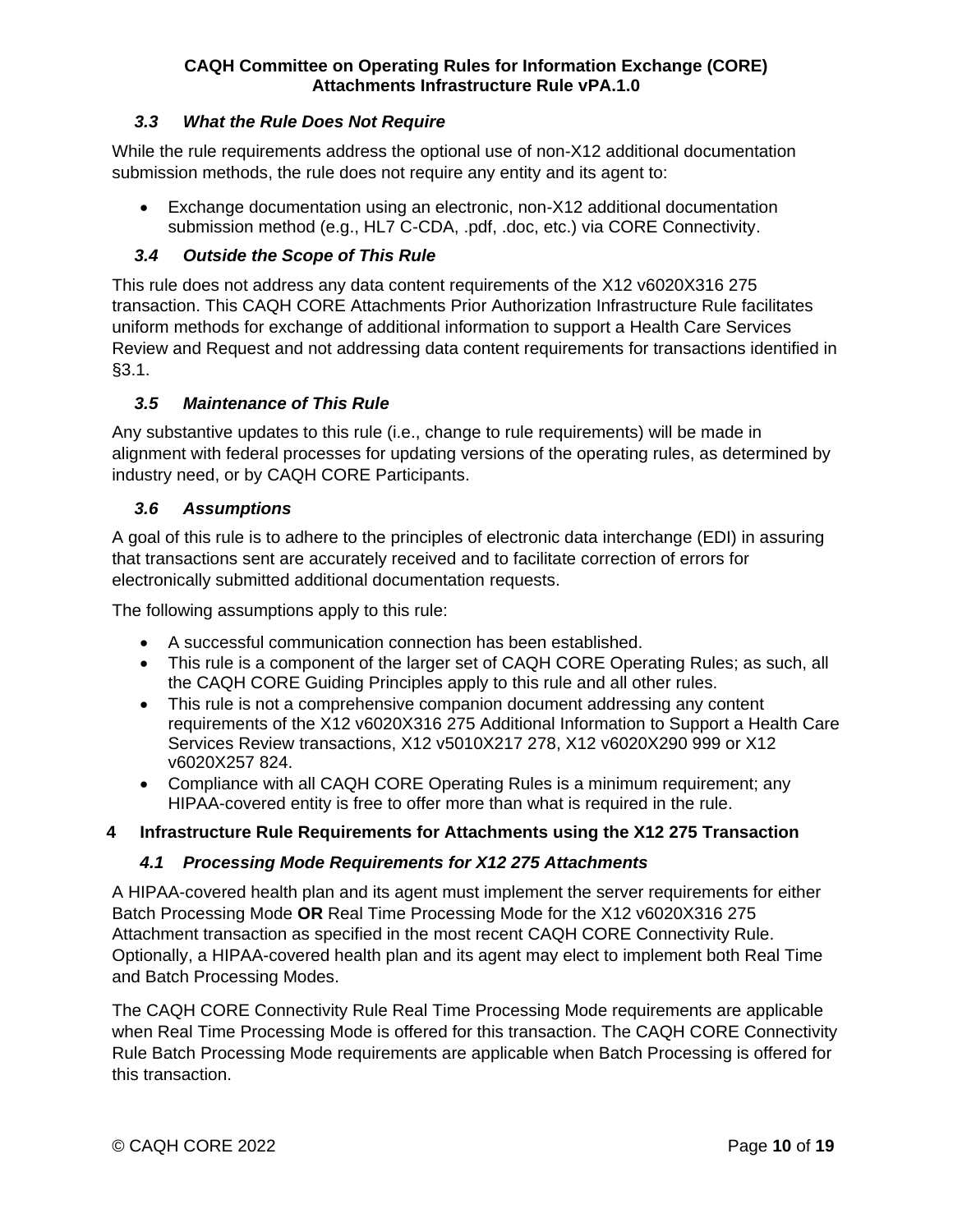### *3.3 What the Rule Does Not Require*

While the rule requirements address the optional use of non-X12 additional documentation submission methods, the rule does not require any entity and its agent to:

- Exchange documentation using an electronic, non-X12 additional documentation submission method (e.g., HL7 C-CDA, .pdf, .doc, etc.) via CORE Connectivity.

### *3.4 Outside the Scope of This Rule*

This rule does not address any data content requirements of the X12 v6020X316 275 transaction. This CAQH CORE Attachments Prior Authorization Infrastructure Rule facilitates uniform methods for exchange of additional information to support a Health Care Services Review and Request and not addressing data content requirements for transactions identified in §3.1.

### *3.5 Maintenance of This Rule*

Any substantive updates to this rule (i.e., change to rule requirements) will be made in alignment with federal processes for updating versions of the operating rules, as determined by industry need, or by CAQH CORE Participants.

### *3.6 Assumptions*

A goal of this rule is to adhere to the principles of electronic data interchange (EDI) in assuring that transactions sent are accurately received and to facilitate correction of errors for electronically submitted additional documentation requests.

The following assumptions apply to this rule:

- A successful communication connection has been established.
- This rule is a component of the larger set of CAQH CORE Operating Rules; as such, all the CAQH CORE Guiding Principles apply to this rule and all other rules.
- This rule is not a comprehensive companion document addressing any content requirements of the X12 v6020X316 275 Additional Information to Support a Health Care Services Review transactions, X12 v5010X217 278, X12 v6020X290 999 or X12 v6020X257 824.
- Compliance with all CAQH CORE Operating Rules is a minimum requirement; any HIPAA-covered entity is free to offer more than what is required in the rule.

## 4 Infrastructure Rule Requirements for Attachments using the X12 275 Transaction

### *4.1 Processing Mode Requirements for X12 275 Attachments*

A HIPAA-covered health plan and its agent must implement the server requirements for either Batch Processing Mode **OR** Real Time Processing Mode for the X12 v6020X316 275 Attachment transaction as specified in the most recent CAQH CORE Connectivity Rule. Optionally, a HIPAA-covered health plan and its agent may elect to implement both Real Time and Batch Processing Modes.

The CAQH CORE Connectivity Rule Real Time Processing Mode requirements are applicable when Real Time Processing Mode is offered for this transaction. The CAQH CORE Connectivity Rule Batch Processing Mode requirements are applicable when Batch Processing is offered for this transaction.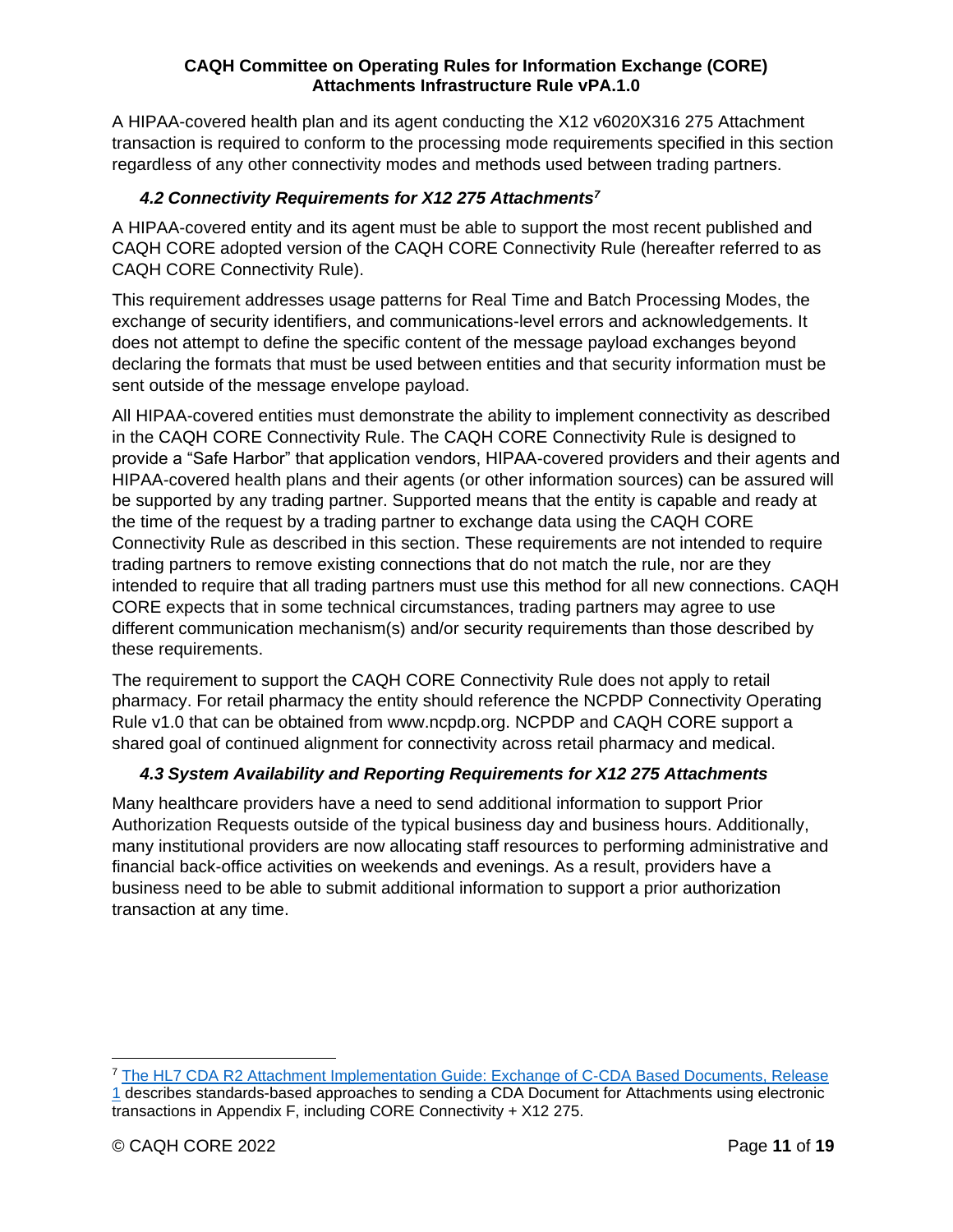A HIPAA-covered health plan and its agent conducting the X12 v6020X316 275 Attachment transaction is required to conform to the processing mode requirements specified in this section regardless of any other connectivity modes and methods used between trading partners.

### *4.2 Connectivity Requirements for X12 275 Attachments*[7]

A HIPAA-covered entity and its agent must be able to support the most recent published and CAQH CORE adopted version of the CAQH CORE Connectivity Rule (hereafter referred to as CAQH CORE Connectivity Rule).

This requirement addresses usage patterns for Real Time and Batch Processing Modes, the exchange of security identifiers, and communications-level errors and acknowledgements. It does not attempt to define the specific content of the message payload exchanges beyond declaring the formats that must be used between entities and that security information must be sent outside of the message envelope payload.

All HIPAA-covered entities must demonstrate the ability to implement connectivity as described in the CAQH CORE Connectivity Rule. The CAQH CORE Connectivity Rule is designed to provide a "Safe Harbor" that application vendors, HIPAA-covered providers and their agents and HIPAA-covered health plans and their agents (or other information sources) can be assured will be supported by any trading partner. Supported means that the entity is capable and ready at the time of the request by a trading partner to exchange data using the CAQH CORE Connectivity Rule as described in this section. These requirements are not intended to require trading partners to remove existing connections that do not match the rule, nor are they intended to require that all trading partners must use this method for all new connections. CAQH CORE expects that in some technical circumstances, trading partners may agree to use different communication mechanism(s) and/or security requirements than those described by these requirements.

The requirement to support the CAQH CORE Connectivity Rule does not apply to retail pharmacy. For retail pharmacy the entity should reference the NCPDP Connectivity Operating Rule v1.0 that can be obtained from www.ncpdp.org. NCPDP and CAQH CORE support a shared goal of continued alignment for connectivity across retail pharmacy and medical.

### *4.3 System Availability and Reporting Requirements for X12 275 Attachments*

Many healthcare providers have a need to send additional information to support Prior Authorization Requests outside of the typical business day and business hours. Additionally, many institutional providers are now allocating staff resources to performing administrative and financial back-office activities on weekends and evenings. As a result, providers have a business need to be able to submit additional information to support a prior authorization transaction at any time.

---

[7] The HL7 CDA R2 Attachment Implementation Guide: Exchange of C-CDA Based Documents, Release 1 describes standards-based approaches to sending a CDA Document for Attachments using electronic transactions in Appendix F, including CORE Connectivity + X12 275.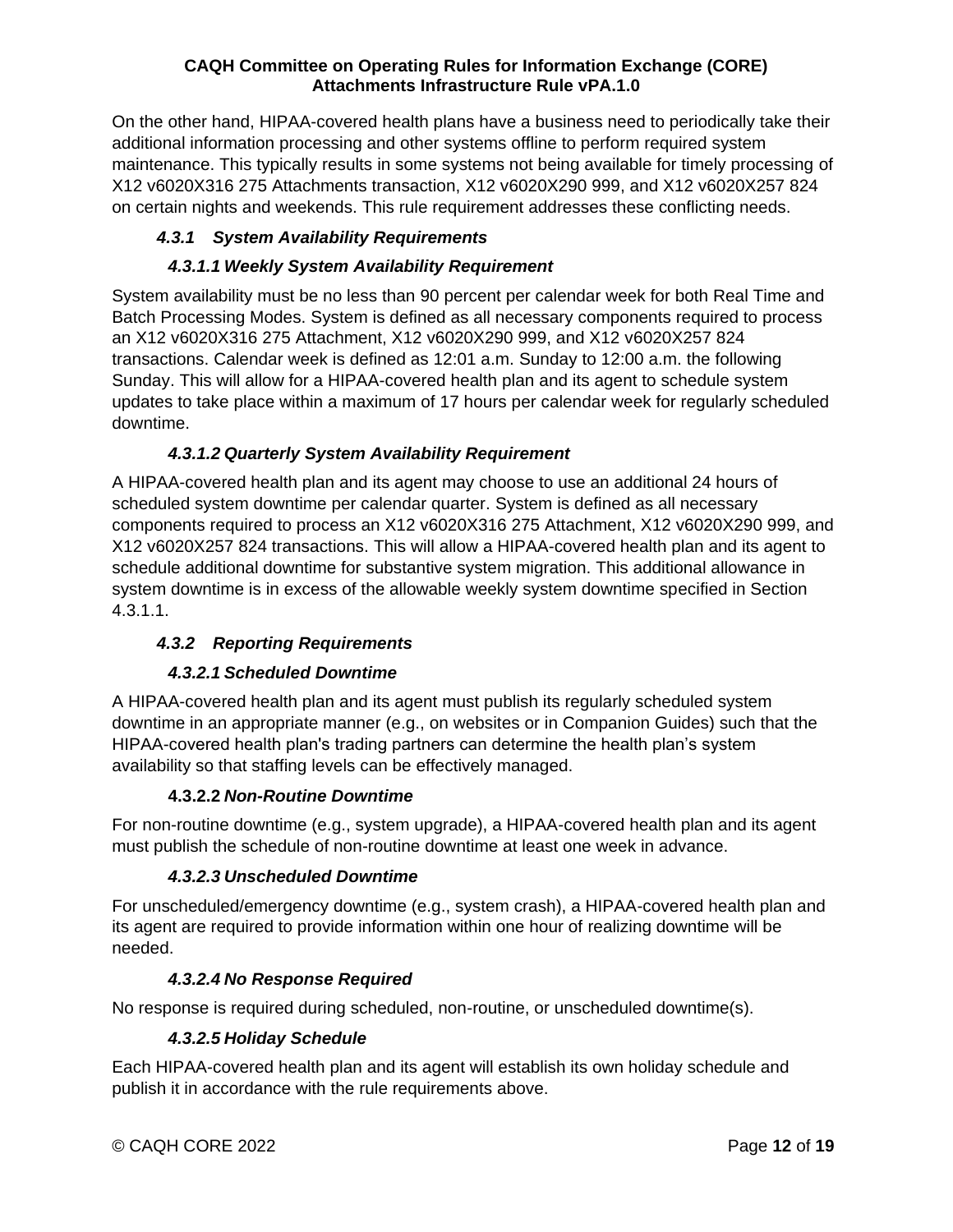On the other hand, HIPAA-covered health plans have a business need to periodically take their additional information processing and other systems offline to perform required system maintenance. This typically results in some systems not being available for timely processing of X12 v6020X316 275 Attachments transaction, X12 v6020X290 999, and X12 v6020X257 824 on certain nights and weekends. This rule requirement addresses these conflicting needs.

### *4.3.1 System Availability Requirements*

#### *4.3.1.1 Weekly System Availability Requirement*

System availability must be no less than 90 percent per calendar week for both Real Time and Batch Processing Modes. System is defined as all necessary components required to process an X12 v6020X316 275 Attachment, X12 v6020X290 999, and X12 v6020X257 824 transactions. Calendar week is defined as 12:01 a.m. Sunday to 12:00 a.m. the following Sunday. This will allow for a HIPAA-covered health plan and its agent to schedule system updates to take place within a maximum of 17 hours per calendar week for regularly scheduled downtime.

#### *4.3.1.2 Quarterly System Availability Requirement*

A HIPAA-covered health plan and its agent may choose to use an additional 24 hours of scheduled system downtime per calendar quarter. System is defined as all necessary components required to process an X12 v6020X316 275 Attachment, X12 v6020X290 999, and X12 v6020X257 824 transactions. This will allow a HIPAA-covered health plan and its agent to schedule additional downtime for substantive system migration. This additional allowance in system downtime is in excess of the allowable weekly system downtime specified in Section 4.3.1.1.

### *4.3.2 Reporting Requirements*

#### *4.3.2.1 Scheduled Downtime*

A HIPAA-covered health plan and its agent must publish its regularly scheduled system downtime in an appropriate manner (e.g., on websites or in Companion Guides) such that the HIPAA-covered health plan's trading partners can determine the health plan's system availability so that staffing levels can be effectively managed.

#### 4.3.2.2 *Non-Routine Downtime*

For non-routine downtime (e.g., system upgrade), a HIPAA-covered health plan and its agent must publish the schedule of non-routine downtime at least one week in advance.

#### *4.3.2.3 Unscheduled Downtime*

For unscheduled/emergency downtime (e.g., system crash), a HIPAA-covered health plan and its agent are required to provide information within one hour of realizing downtime will be needed.

#### *4.3.2.4 No Response Required*

No response is required during scheduled, non-routine, or unscheduled downtime(s).

#### *4.3.2.5 Holiday Schedule*

Each HIPAA-covered health plan and its agent will establish its own holiday schedule and publish it in accordance with the rule requirements above.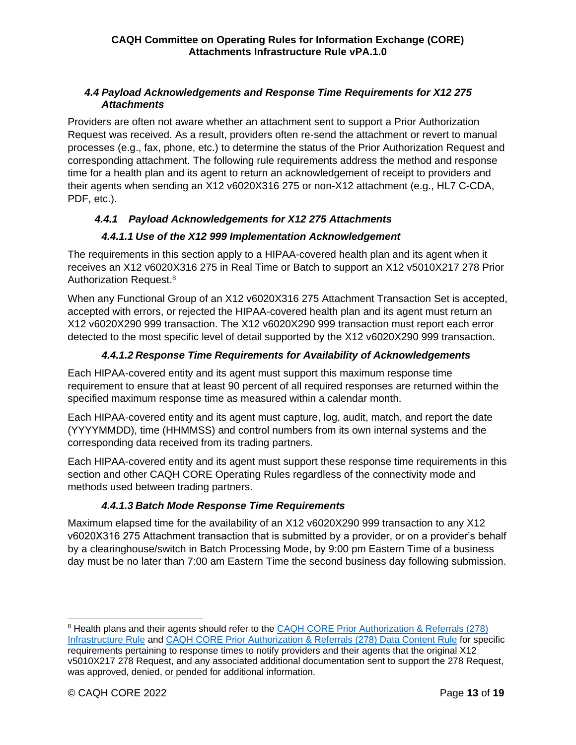### *4.4 Payload Acknowledgements and Response Time Requirements for X12 275 Attachments*

Providers are often not aware whether an attachment sent to support a Prior Authorization Request was received. As a result, providers often re-send the attachment or revert to manual processes (e.g., fax, phone, etc.) to determine the status of the Prior Authorization Request and corresponding attachment. The following rule requirements address the method and response time for a health plan and its agent to return an acknowledgement of receipt to providers and their agents when sending an X12 v6020X316 275 or non-X12 attachment (e.g., HL7 C-CDA, PDF, etc.).

#### *4.4.1 Payload Acknowledgements for X12 275 Attachments*

##### *4.4.1.1 Use of the X12 999 Implementation Acknowledgement*

The requirements in this section apply to a HIPAA-covered health plan and its agent when it receives an X12 v6020X316 275 in Real Time or Batch to support an X12 v5010X217 278 Prior Authorization Request.[8]

When any Functional Group of an X12 v6020X316 275 Attachment Transaction Set is accepted, accepted with errors, or rejected the HIPAA-covered health plan and its agent must return an X12 v6020X290 999 transaction. The X12 v6020X290 999 transaction must report each error detected to the most specific level of detail supported by the X12 v6020X290 999 transaction.

##### *4.4.1.2 Response Time Requirements for Availability of Acknowledgements*

Each HIPAA-covered entity and its agent must support this maximum response time requirement to ensure that at least 90 percent of all required responses are returned within the specified maximum response time as measured within a calendar month.

Each HIPAA-covered entity and its agent must capture, log, audit, match, and report the date (YYYYMMDD), time (HHMMSS) and control numbers from its own internal systems and the corresponding data received from its trading partners.

Each HIPAA-covered entity and its agent must support these response time requirements in this section and other CAQH CORE Operating Rules regardless of the connectivity mode and methods used between trading partners.

##### *4.4.1.3 Batch Mode Response Time Requirements*

Maximum elapsed time for the availability of an X12 v6020X290 999 transaction to any X12 v6020X316 275 Attachment transaction that is submitted by a provider, or on a provider's behalf by a clearinghouse/switch in Batch Processing Mode, by 9:00 pm Eastern Time of a business day must be no later than 7:00 am Eastern Time the second business day following submission.

---

[8] Health plans and their agents should refer to the CAQH CORE Prior Authorization & Referrals (278) Infrastructure Rule and CAQH CORE Prior Authorization & Referrals (278) Data Content Rule for specific requirements pertaining to response times to notify providers and their agents that the original X12 v5010X217 278 Request, and any associated additional documentation sent to support the 278 Request, was approved, denied, or pended for additional information.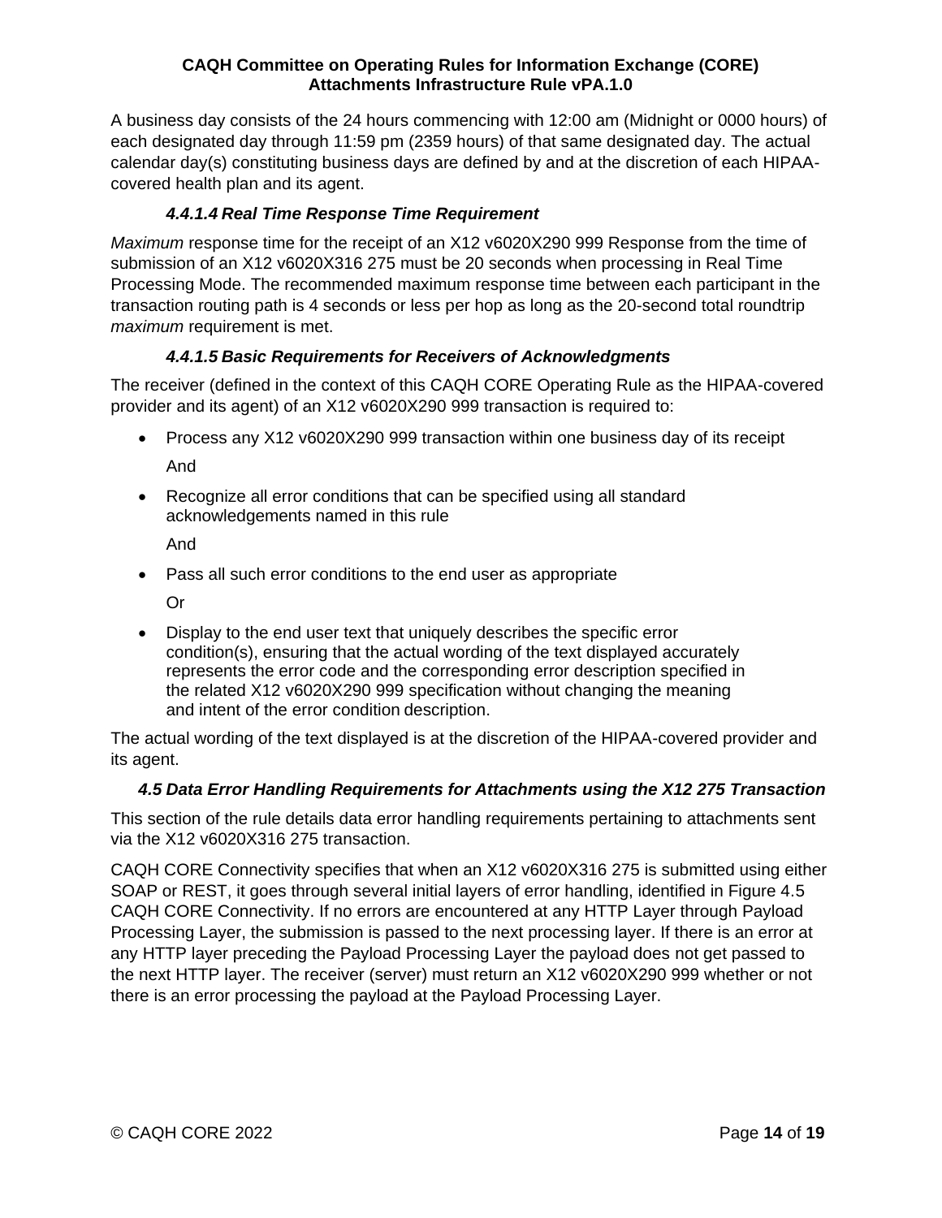A business day consists of the 24 hours commencing with 12:00 am (Midnight or 0000 hours) of each designated day through 11:59 pm (2359 hours) of that same designated day. The actual calendar day(s) constituting business days are defined by and at the discretion of each HIPAA-covered health plan and its agent.

#### *4.4.1.4 Real Time Response Time Requirement*

*Maximum* response time for the receipt of an X12 v6020X290 999 Response from the time of submission of an X12 v6020X316 275 must be 20 seconds when processing in Real Time Processing Mode. The recommended maximum response time between each participant in the transaction routing path is 4 seconds or less per hop as long as the 20-second total roundtrip *maximum* requirement is met.

#### *4.4.1.5 Basic Requirements for Receivers of Acknowledgments*

The receiver (defined in the context of this CAQH CORE Operating Rule as the HIPAA-covered provider and its agent) of an X12 v6020X290 999 transaction is required to:

- Process any X12 v6020X290 999 transaction within one business day of its receipt

  And

- Recognize all error conditions that can be specified using all standard acknowledgements named in this rule

  And

- Pass all such error conditions to the end user as appropriate

  Or

- Display to the end user text that uniquely describes the specific error condition(s), ensuring that the actual wording of the text displayed accurately represents the error code and the corresponding error description specified in the related X12 v6020X290 999 specification without changing the meaning and intent of the error condition description.

The actual wording of the text displayed is at the discretion of the HIPAA-covered provider and its agent.

### *4.5 Data Error Handling Requirements for Attachments using the X12 275 Transaction*

This section of the rule details data error handling requirements pertaining to attachments sent via the X12 v6020X316 275 transaction.

CAQH CORE Connectivity specifies that when an X12 v6020X316 275 is submitted using either SOAP or REST, it goes through several initial layers of error handling, identified in Figure 4.5 CAQH CORE Connectivity. If no errors are encountered at any HTTP Layer through Payload Processing Layer, the submission is passed to the next processing layer. If there is an error at any HTTP layer preceding the Payload Processing Layer the payload does not get passed to the next HTTP layer. The receiver (server) must return an X12 v6020X290 999 whether or not there is an error processing the payload at the Payload Processing Layer.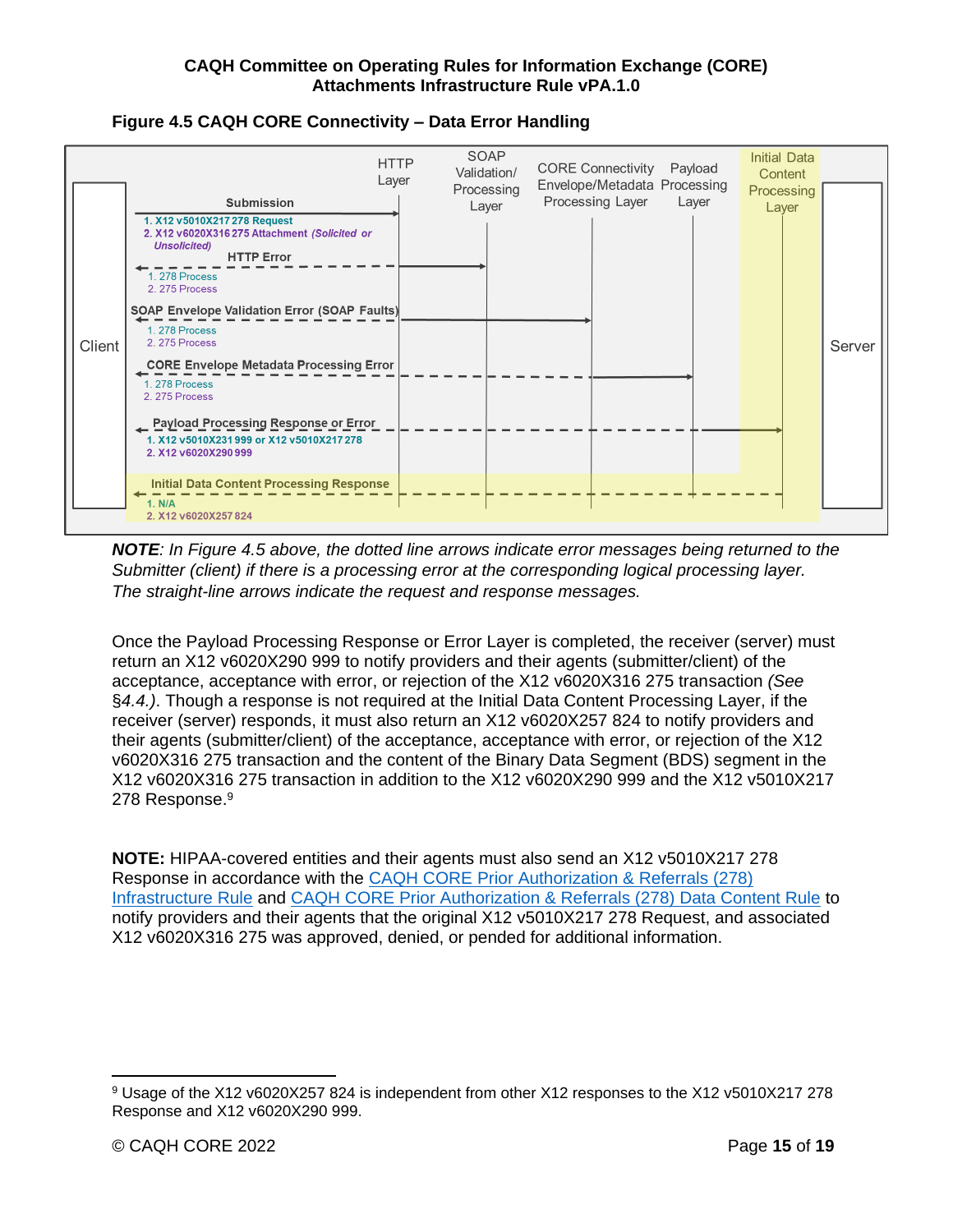**Figure 4.5 CAQH CORE Connectivity – Data Error Handling**

Client | HTTP Layer | SOAP Validation/ Processing Layer | CORE Connectivity Envelope/Metadata Processing Layer | Payload Processing Layer | Initial Data Content Processing Layer | Server

Submission
1. X12 v5010X217 278 Request
2. X12 v6020X316 275 Attachment *(Solicited or Unsolicited)*

HTTP Error
1. 278 Process
2. 275 Process

SOAP Envelope Validation Error (SOAP Faults)
1. 278 Process
2. 275 Process

CORE Envelope Metadata Processing Error
1. 278 Process
2. 275 Process

Payload Processing Response or Error
1. X12 v5010X231 999 or X12 v5010X217 278
2. X12 v6020X290 999

Initial Data Content Processing Response
1. N/A
2. X12 v6020X257 824

***NOTE**: In Figure 4.5 above, the dotted line arrows indicate error messages being returned to the Submitter (client) if there is a processing error at the corresponding logical processing layer. The straight-line arrows indicate the request and response messages.*

Once the Payload Processing Response or Error Layer is completed, the receiver (server) must return an X12 v6020X290 999 to notify providers and their agents (submitter/client) of the acceptance, acceptance with error, or rejection of the X12 v6020X316 275 transaction *(See §4.4.)*. Though a response is not required at the Initial Data Content Processing Layer, if the receiver (server) responds, it must also return an X12 v6020X257 824 to notify providers and their agents (submitter/client) of the acceptance, acceptance with error, or rejection of the X12 v6020X316 275 transaction and the content of the Binary Data Segment (BDS) segment in the X12 v6020X316 275 transaction in addition to the X12 v6020X290 999 and the X12 v5010X217 278 Response.[9]

**NOTE:** HIPAA-covered entities and their agents must also send an X12 v5010X217 278 Response in accordance with the CAQH CORE Prior Authorization & Referrals (278) Infrastructure Rule and CAQH CORE Prior Authorization & Referrals (278) Data Content Rule to notify providers and their agents that the original X12 v5010X217 278 Request, and associated X12 v6020X316 275 was approved, denied, or pended for additional information.

[9] Usage of the X12 v6020X257 824 is independent from other X12 responses to the X12 v5010X217 278 Response and X12 v6020X290 999.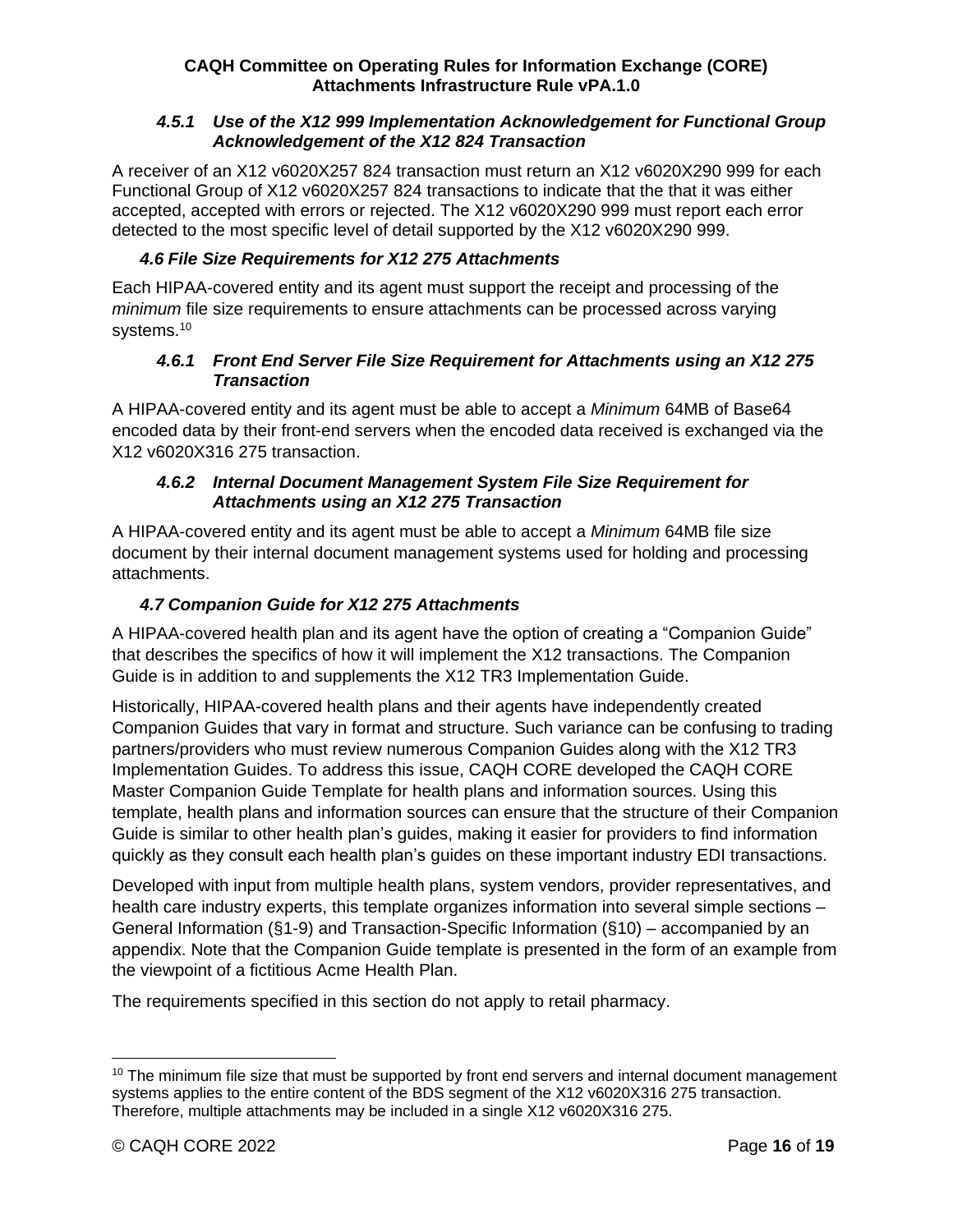#### 4.5.1 Use of the X12 999 Implementation Acknowledgement for Functional Group Acknowledgement of the X12 824 Transaction

A receiver of an X12 v6020X257 824 transaction must return an X12 v6020X290 999 for each Functional Group of X12 v6020X257 824 transactions to indicate that the that it was either accepted, accepted with errors or rejected. The X12 v6020X290 999 must report each error detected to the most specific level of detail supported by the X12 v6020X290 999.

### 4.6 File Size Requirements for X12 275 Attachments

Each HIPAA-covered entity and its agent must support the receipt and processing of the *minimum* file size requirements to ensure attachments can be processed across varying systems.[10]

#### 4.6.1 Front End Server File Size Requirement for Attachments using an X12 275 Transaction

A HIPAA-covered entity and its agent must be able to accept a *Minimum* 64MB of Base64 encoded data by their front-end servers when the encoded data received is exchanged via the X12 v6020X316 275 transaction.

#### 4.6.2 Internal Document Management System File Size Requirement for Attachments using an X12 275 Transaction

A HIPAA-covered entity and its agent must be able to accept a *Minimum* 64MB file size document by their internal document management systems used for holding and processing attachments.

### 4.7 Companion Guide for X12 275 Attachments

A HIPAA-covered health plan and its agent have the option of creating a "Companion Guide" that describes the specifics of how it will implement the X12 transactions. The Companion Guide is in addition to and supplements the X12 TR3 Implementation Guide.

Historically, HIPAA-covered health plans and their agents have independently created Companion Guides that vary in format and structure. Such variance can be confusing to trading partners/providers who must review numerous Companion Guides along with the X12 TR3 Implementation Guides. To address this issue, CAQH CORE developed the CAQH CORE Master Companion Guide Template for health plans and information sources. Using this template, health plans and information sources can ensure that the structure of their Companion Guide is similar to other health plan's guides, making it easier for providers to find information quickly as they consult each health plan's guides on these important industry EDI transactions.

Developed with input from multiple health plans, system vendors, provider representatives, and health care industry experts, this template organizes information into several simple sections – General Information (§1-9) and Transaction-Specific Information (§10) – accompanied by an appendix. Note that the Companion Guide template is presented in the form of an example from the viewpoint of a fictitious Acme Health Plan.

The requirements specified in this section do not apply to retail pharmacy.

---

[10] The minimum file size that must be supported by front end servers and internal document management systems applies to the entire content of the BDS segment of the X12 v6020X316 275 transaction. Therefore, multiple attachments may be included in a single X12 v6020X316 275.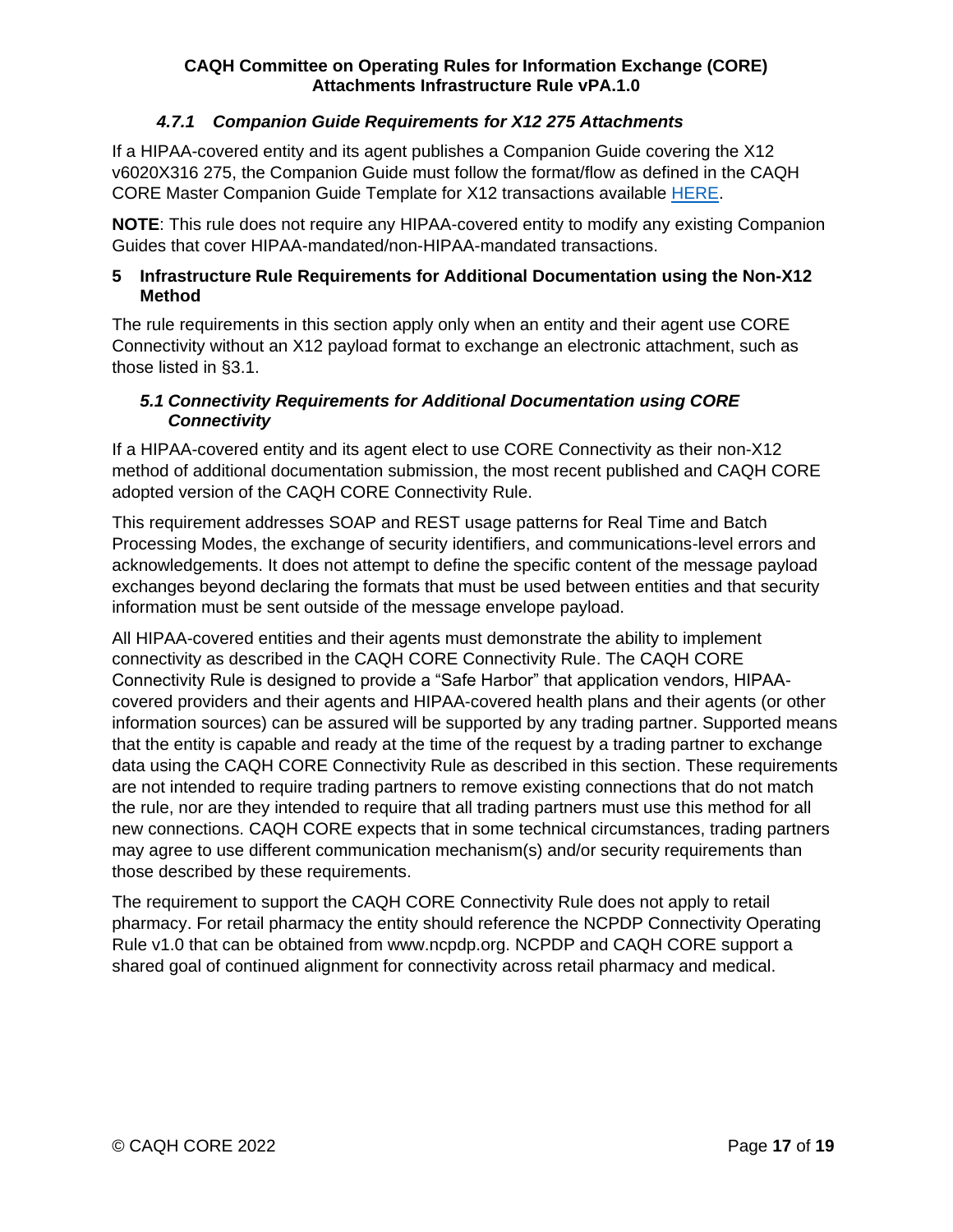#### *4.7.1 Companion Guide Requirements for X12 275 Attachments*

If a HIPAA-covered entity and its agent publishes a Companion Guide covering the X12 v6020X316 275, the Companion Guide must follow the format/flow as defined in the CAQH CORE Master Companion Guide Template for X12 transactions available HERE.

**NOTE**: This rule does not require any HIPAA-covered entity to modify any existing Companion Guides that cover HIPAA-mandated/non-HIPAA-mandated transactions.

## 5 Infrastructure Rule Requirements for Additional Documentation using the Non-X12 Method

The rule requirements in this section apply only when an entity and their agent use CORE Connectivity without an X12 payload format to exchange an electronic attachment, such as those listed in §3.1.

### *5.1 Connectivity Requirements for Additional Documentation using CORE Connectivity*

If a HIPAA-covered entity and its agent elect to use CORE Connectivity as their non-X12 method of additional documentation submission, the most recent published and CAQH CORE adopted version of the CAQH CORE Connectivity Rule.

This requirement addresses SOAP and REST usage patterns for Real Time and Batch Processing Modes, the exchange of security identifiers, and communications-level errors and acknowledgements. It does not attempt to define the specific content of the message payload exchanges beyond declaring the formats that must be used between entities and that security information must be sent outside of the message envelope payload.

All HIPAA-covered entities and their agents must demonstrate the ability to implement connectivity as described in the CAQH CORE Connectivity Rule. The CAQH CORE Connectivity Rule is designed to provide a "Safe Harbor" that application vendors, HIPAA-covered providers and their agents and HIPAA-covered health plans and their agents (or other information sources) can be assured will be supported by any trading partner. Supported means that the entity is capable and ready at the time of the request by a trading partner to exchange data using the CAQH CORE Connectivity Rule as described in this section. These requirements are not intended to require trading partners to remove existing connections that do not match the rule, nor are they intended to require that all trading partners must use this method for all new connections. CAQH CORE expects that in some technical circumstances, trading partners may agree to use different communication mechanism(s) and/or security requirements than those described by these requirements.

The requirement to support the CAQH CORE Connectivity Rule does not apply to retail pharmacy. For retail pharmacy the entity should reference the NCPDP Connectivity Operating Rule v1.0 that can be obtained from www.ncpdp.org. NCPDP and CAQH CORE support a shared goal of continued alignment for connectivity across retail pharmacy and medical.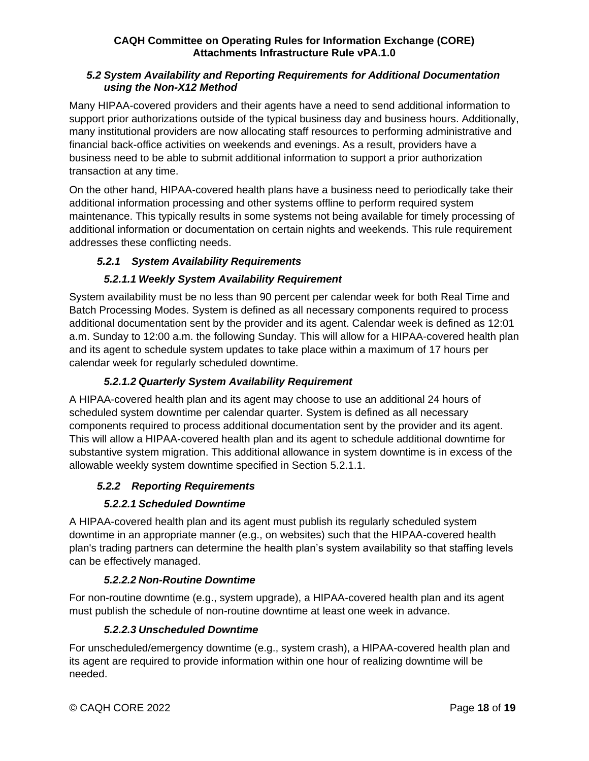### 5.2 System Availability and Reporting Requirements for Additional Documentation using the Non-X12 Method

Many HIPAA-covered providers and their agents have a need to send additional information to support prior authorizations outside of the typical business day and business hours. Additionally, many institutional providers are now allocating staff resources to performing administrative and financial back-office activities on weekends and evenings. As a result, providers have a business need to be able to submit additional information to support a prior authorization transaction at any time.

On the other hand, HIPAA-covered health plans have a business need to periodically take their additional information processing and other systems offline to perform required system maintenance. This typically results in some systems not being available for timely processing of additional information or documentation on certain nights and weekends. This rule requirement addresses these conflicting needs.

#### 5.2.1 System Availability Requirements

##### 5.2.1.1 Weekly System Availability Requirement

System availability must be no less than 90 percent per calendar week for both Real Time and Batch Processing Modes. System is defined as all necessary components required to process additional documentation sent by the provider and its agent. Calendar week is defined as 12:01 a.m. Sunday to 12:00 a.m. the following Sunday. This will allow for a HIPAA-covered health plan and its agent to schedule system updates to take place within a maximum of 17 hours per calendar week for regularly scheduled downtime.

##### 5.2.1.2 Quarterly System Availability Requirement

A HIPAA-covered health plan and its agent may choose to use an additional 24 hours of scheduled system downtime per calendar quarter. System is defined as all necessary components required to process additional documentation sent by the provider and its agent. This will allow a HIPAA-covered health plan and its agent to schedule additional downtime for substantive system migration. This additional allowance in system downtime is in excess of the allowable weekly system downtime specified in Section 5.2.1.1.

#### 5.2.2 Reporting Requirements

##### 5.2.2.1 Scheduled Downtime

A HIPAA-covered health plan and its agent must publish its regularly scheduled system downtime in an appropriate manner (e.g., on websites) such that the HIPAA-covered health plan's trading partners can determine the health plan's system availability so that staffing levels can be effectively managed.

##### 5.2.2.2 Non-Routine Downtime

For non-routine downtime (e.g., system upgrade), a HIPAA-covered health plan and its agent must publish the schedule of non-routine downtime at least one week in advance.

##### 5.2.2.3 Unscheduled Downtime

For unscheduled/emergency downtime (e.g., system crash), a HIPAA-covered health plan and its agent are required to provide information within one hour of realizing downtime will be needed.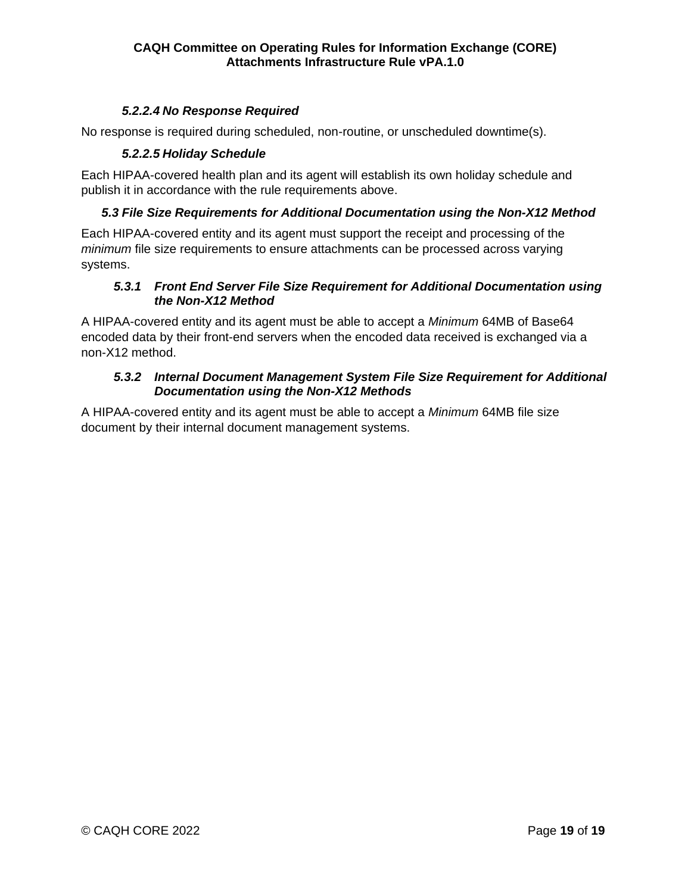#### *5.2.2.4 No Response Required*

No response is required during scheduled, non-routine, or unscheduled downtime(s).

#### *5.2.2.5 Holiday Schedule*

Each HIPAA-covered health plan and its agent will establish its own holiday schedule and publish it in accordance with the rule requirements above.

## *5.3 File Size Requirements for Additional Documentation using the Non-X12 Method*

Each HIPAA-covered entity and its agent must support the receipt and processing of the *minimum* file size requirements to ensure attachments can be processed across varying systems.

### *5.3.1 Front End Server File Size Requirement for Additional Documentation using the Non-X12 Method*

A HIPAA-covered entity and its agent must be able to accept a *Minimum* 64MB of Base64 encoded data by their front-end servers when the encoded data received is exchanged via a non-X12 method.

### *5.3.2 Internal Document Management System File Size Requirement for Additional Documentation using the Non-X12 Methods*

A HIPAA-covered entity and its agent must be able to accept a *Minimum* 64MB file size document by their internal document management systems.